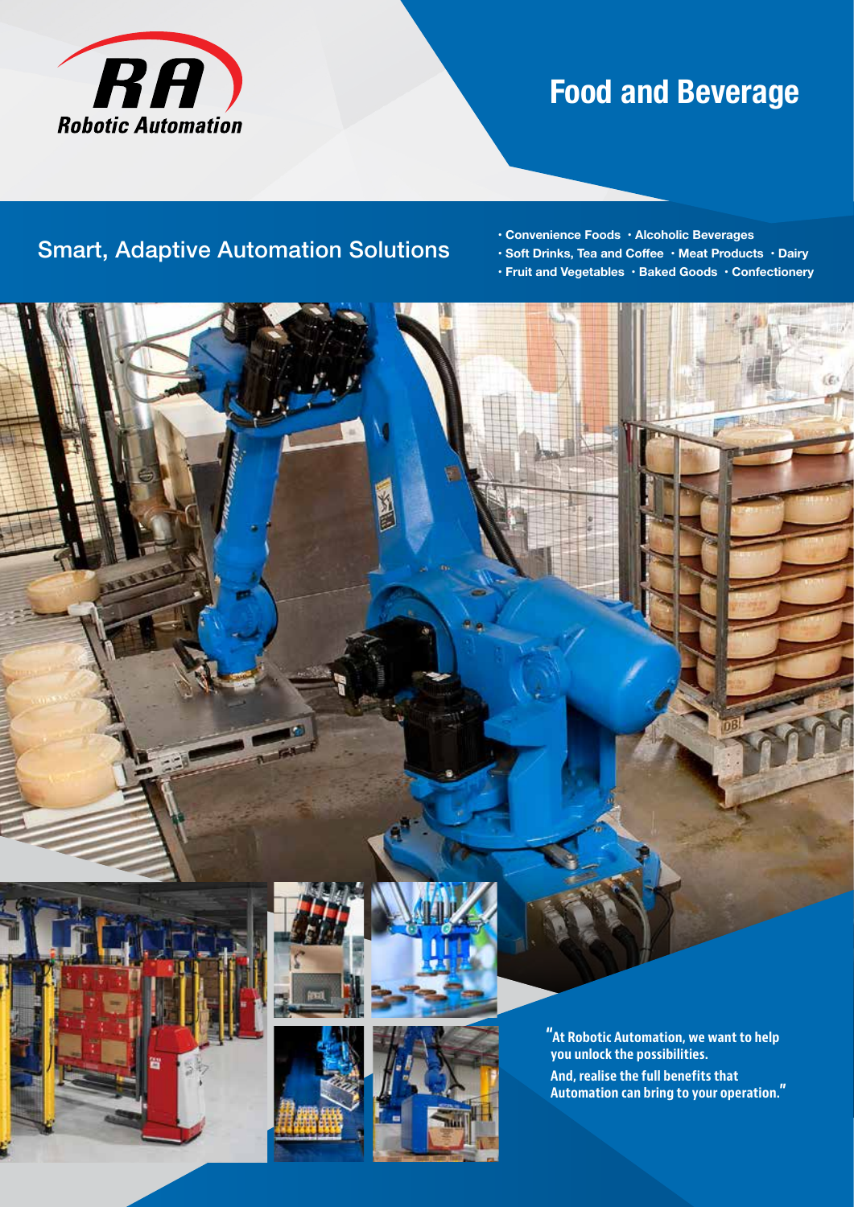RA Robotic Automation

# Food and Beverage

## Smart, Adaptive Automation Solutions

- Convenience Foods
- Alcoholic Beverages
- Soft Drinks, Tea and Coffee
- Meat Products
- Dairy
- Fruit and Vegetables
- Baked Goods
- Confectionery

**"At Robotic Automation, we want to help you unlock the possibilities. And, realise the full benefits that Automation can bring to your operation."**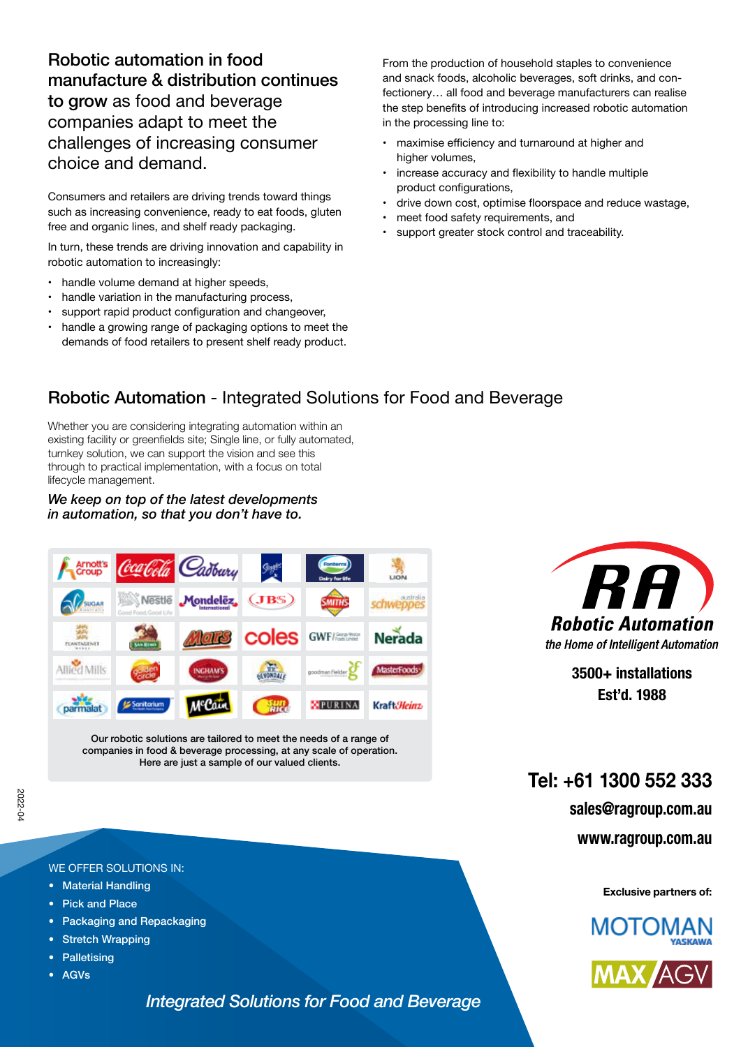## Robotic automation in food manufacture & distribution continues to grow as food and beverage companies adapt to meet the challenges of increasing consumer choice and demand.

Consumers and retailers are driving trends toward things such as increasing convenience, ready to eat foods, gluten free and organic lines, and shelf ready packaging.

In turn, these trends are driving innovation and capability in robotic automation to increasingly:

- handle volume demand at higher speeds,
- handle variation in the manufacturing process,
- support rapid product configuration and changeover,
- handle a growing range of packaging options to meet the demands of food retailers to present shelf ready product.

From the production of household staples to convenience and snack foods, alcoholic beverages, soft drinks, and confectionery… all food and beverage manufacturers can realise the step benefits of introducing increased robotic automation in the processing line to:

- maximise efficiency and turnaround at higher and higher volumes,
- increase accuracy and flexibility to handle multiple product configurations,
- drive down cost, optimise floorspace and reduce wastage,
- meet food safety requirements, and
- support greater stock control and traceability.

## Robotic Automation - Integrated Solutions for Food and Beverage

Whether you are considering integrating automation within an existing facility or greenfields site; Single line, or fully automated, turnkey solution, we can support the vision and see this through to practical implementation, with a focus on total lifecycle management.

***We keep on top of the latest developments in automation, so that you don't have to.***

Arnott's Group, Coca-Cola, Cadbury, Fonterra, Lion, Sugar Australia, Nestlé, Mondelēz International, JBS, Smiths, Schweppes, Plantagenet, San Remo, Mars, coles, GWF, Nerada, Allied Mills, Golden Circle, Ingham's, Devondale, Goodman Fielder, MasterFoods, parmalat, Sanitarium, McCain, SunRice, Purina, KraftHeinz

Our robotic solutions are tailored to meet the needs of a range of companies in food & beverage processing, at any scale of operation. Here are just a sample of our valued clients.

**RA Robotic Automation**
*the Home of Intelligent Automation*

**3500+ installations**
**Est'd. 1988**

**Tel: +61 1300 552 333**
**sales@ragroup.com.au**
**www.ragroup.com.au**

**Exclusive partners of:**

MOTOMAN YASKAWA

MAX AGV

WE OFFER SOLUTIONS IN:

- Material Handling
- Pick and Place
- Packaging and Repackaging
- Stretch Wrapping
- Palletising
- AGVs

*Integrated Solutions for Food and Beverage*

2022-04